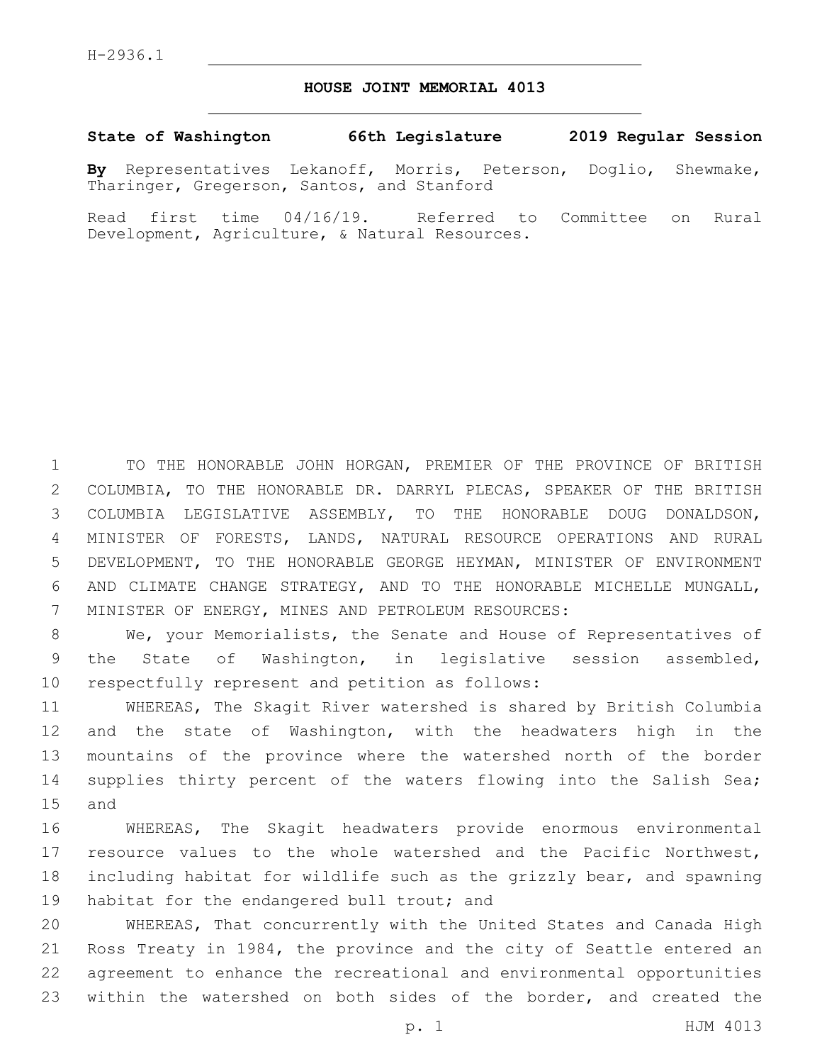H-2936.1

# HOUSE JOINT MEMORIAL 4013

**State of Washington 66th Legislature 2019 Regular Session**

**By** Representatives Lekanoff, Morris, Peterson, Doglio, Shewmake, Tharinger, Gregerson, Santos, and Stanford

Read first time 04/16/19. Referred to Committee on Rural Development, Agriculture, & Natural Resources.

TO THE HONORABLE JOHN HORGAN, PREMIER OF THE PROVINCE OF BRITISH COLUMBIA, TO THE HONORABLE DR. DARRYL PLECAS, SPEAKER OF THE BRITISH COLUMBIA LEGISLATIVE ASSEMBLY, TO THE HONORABLE DOUG DONALDSON, MINISTER OF FORESTS, LANDS, NATURAL RESOURCE OPERATIONS AND RURAL DEVELOPMENT, TO THE HONORABLE GEORGE HEYMAN, MINISTER OF ENVIRONMENT AND CLIMATE CHANGE STRATEGY, AND TO THE HONORABLE MICHELLE MUNGALL, MINISTER OF ENERGY, MINES AND PETROLEUM RESOURCES:

We, your Memorialists, the Senate and House of Representatives of the State of Washington, in legislative session assembled, respectfully represent and petition as follows:

WHEREAS, The Skagit River watershed is shared by British Columbia and the state of Washington, with the headwaters high in the mountains of the province where the watershed north of the border supplies thirty percent of the waters flowing into the Salish Sea; and

WHEREAS, The Skagit headwaters provide enormous environmental resource values to the whole watershed and the Pacific Northwest, including habitat for wildlife such as the grizzly bear, and spawning habitat for the endangered bull trout; and

WHEREAS, That concurrently with the United States and Canada High Ross Treaty in 1984, the province and the city of Seattle entered an agreement to enhance the recreational and environmental opportunities within the watershed on both sides of the border, and created the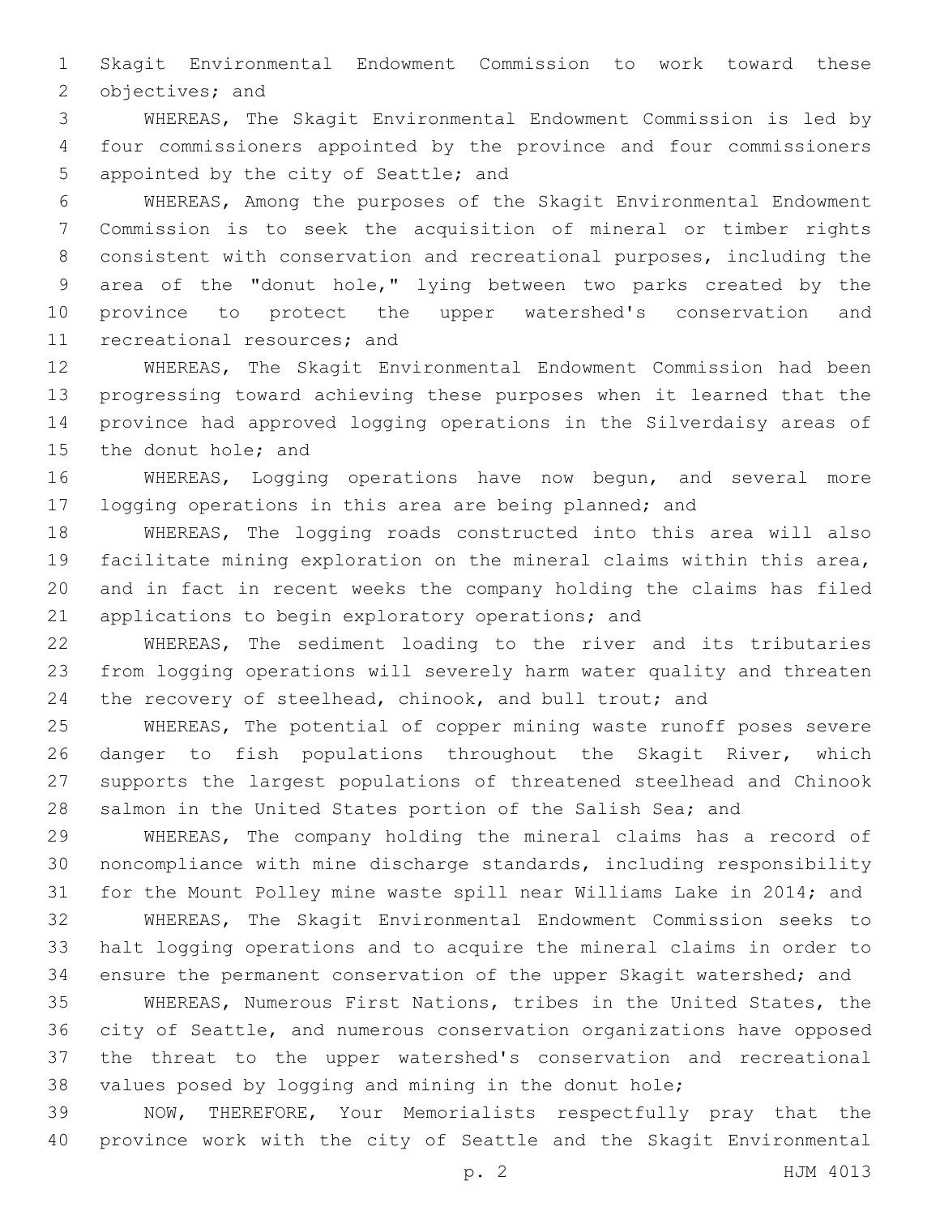Skagit Environmental Endowment Commission to work toward these objectives; and

WHEREAS, The Skagit Environmental Endowment Commission is led by four commissioners appointed by the province and four commissioners appointed by the city of Seattle; and

WHEREAS, Among the purposes of the Skagit Environmental Endowment Commission is to seek the acquisition of mineral or timber rights consistent with conservation and recreational purposes, including the area of the "donut hole," lying between two parks created by the province to protect the upper watershed's conservation and recreational resources; and

WHEREAS, The Skagit Environmental Endowment Commission had been progressing toward achieving these purposes when it learned that the province had approved logging operations in the Silverdaisy areas of the donut hole; and

WHEREAS, Logging operations have now begun, and several more logging operations in this area are being planned; and

WHEREAS, The logging roads constructed into this area will also facilitate mining exploration on the mineral claims within this area, and in fact in recent weeks the company holding the claims has filed applications to begin exploratory operations; and

WHEREAS, The sediment loading to the river and its tributaries from logging operations will severely harm water quality and threaten the recovery of steelhead, chinook, and bull trout; and

WHEREAS, The potential of copper mining waste runoff poses severe danger to fish populations throughout the Skagit River, which supports the largest populations of threatened steelhead and Chinook salmon in the United States portion of the Salish Sea; and

WHEREAS, The company holding the mineral claims has a record of noncompliance with mine discharge standards, including responsibility for the Mount Polley mine waste spill near Williams Lake in 2014; and

WHEREAS, The Skagit Environmental Endowment Commission seeks to halt logging operations and to acquire the mineral claims in order to ensure the permanent conservation of the upper Skagit watershed; and

WHEREAS, Numerous First Nations, tribes in the United States, the city of Seattle, and numerous conservation organizations have opposed the threat to the upper watershed's conservation and recreational values posed by logging and mining in the donut hole;

NOW, THEREFORE, Your Memorialists respectfully pray that the province work with the city of Seattle and the Skagit Environmental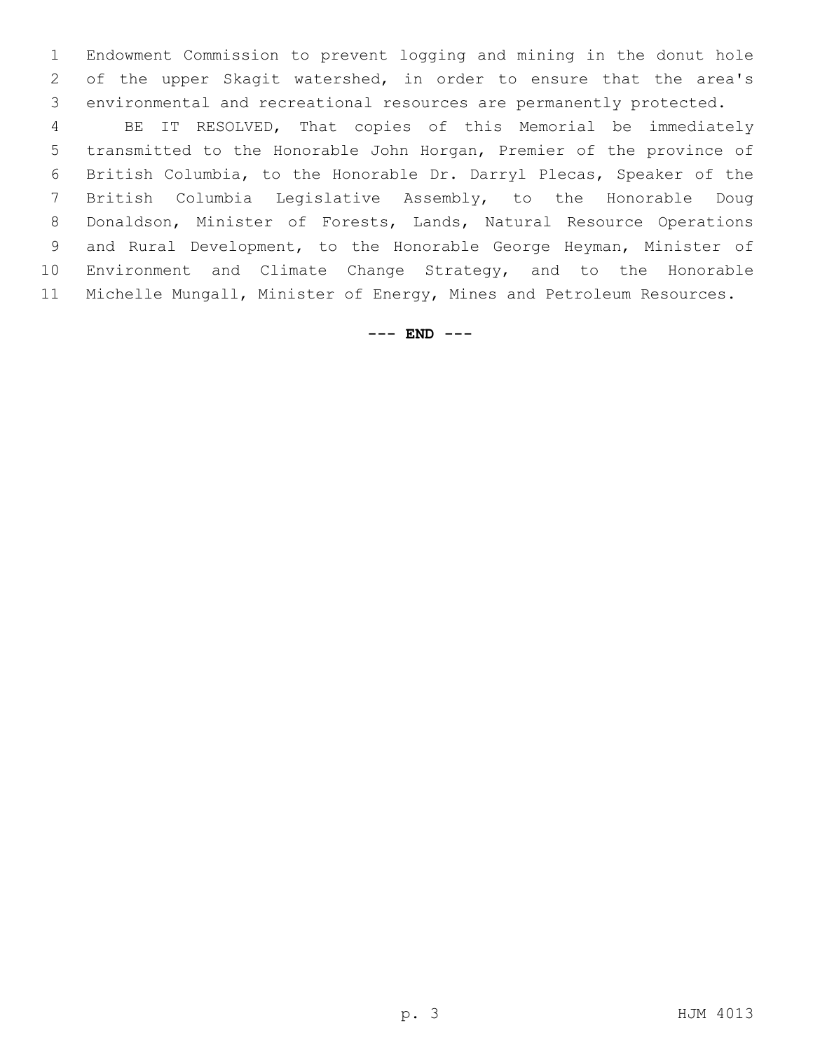Endowment Commission to prevent logging and mining in the donut hole of the upper Skagit watershed, in order to ensure that the area's environmental and recreational resources are permanently protected.

BE IT RESOLVED, That copies of this Memorial be immediately transmitted to the Honorable John Horgan, Premier of the province of British Columbia, to the Honorable Dr. Darryl Plecas, Speaker of the British Columbia Legislative Assembly, to the Honorable Doug Donaldson, Minister of Forests, Lands, Natural Resource Operations and Rural Development, to the Honorable George Heyman, Minister of Environment and Climate Change Strategy, and to the Honorable Michelle Mungall, Minister of Energy, Mines and Petroleum Resources.

**--- END ---**